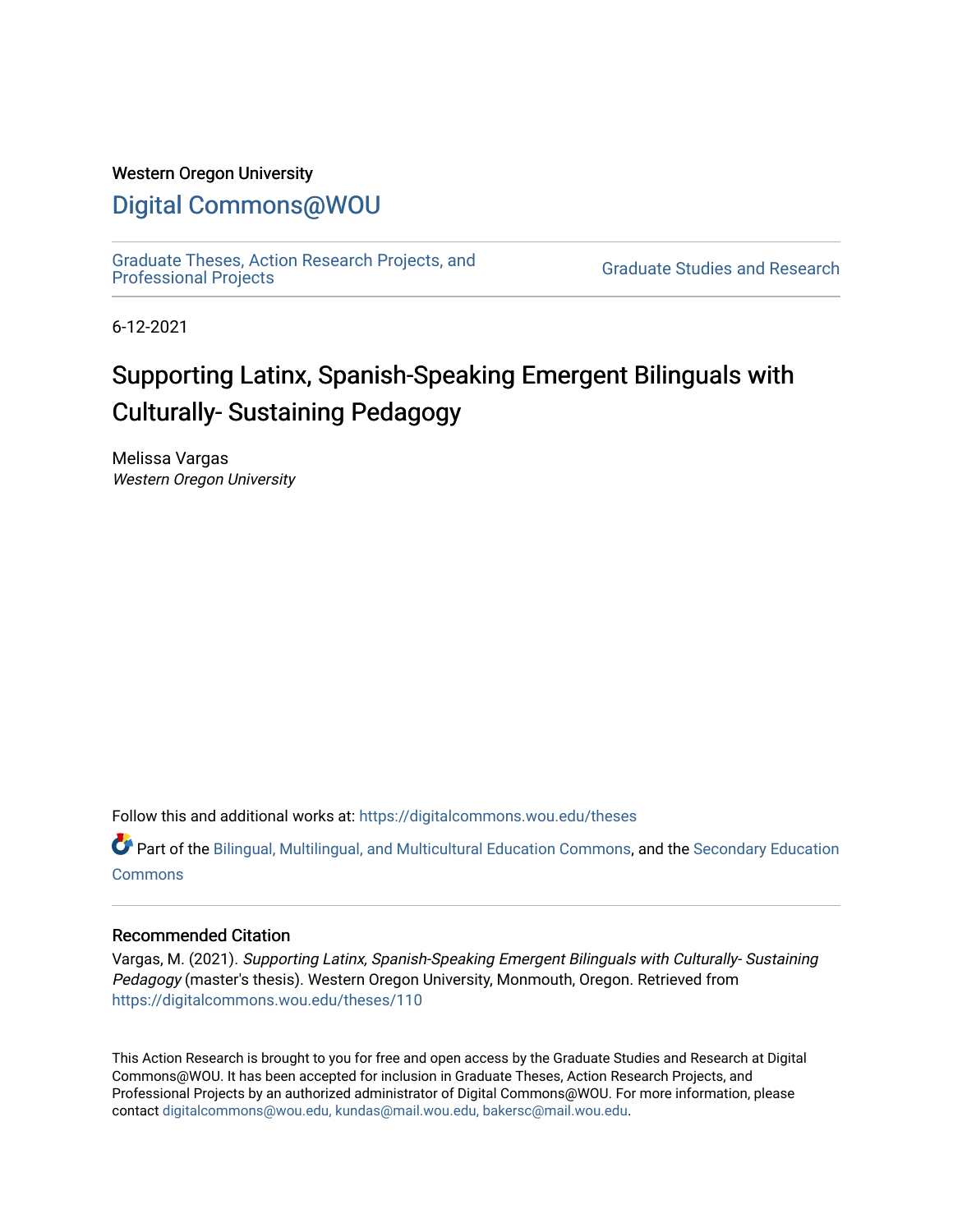Western Oregon University

# Digital Commons@WOU

Graduate Theses, Action Research Projects, and Professional Projects

Graduate Studies and Research

6-12-2021

# Supporting Latinx, Spanish-Speaking Emergent Bilinguals with Culturally- Sustaining Pedagogy

Melissa Vargas
*Western Oregon University*

Follow this and additional works at: https://digitalcommons.wou.edu/theses

Part of the Bilingual, Multilingual, and Multicultural Education Commons, and the Secondary Education Commons

## Recommended Citation

Vargas, M. (2021). *Supporting Latinx, Spanish-Speaking Emergent Bilinguals with Culturally- Sustaining Pedagogy* (master's thesis). Western Oregon University, Monmouth, Oregon. Retrieved from https://digitalcommons.wou.edu/theses/110

This Action Research is brought to you for free and open access by the Graduate Studies and Research at Digital Commons@WOU. It has been accepted for inclusion in Graduate Theses, Action Research Projects, and Professional Projects by an authorized administrator of Digital Commons@WOU. For more information, please contact digitalcommons@wou.edu, kundas@mail.wou.edu, bakersc@mail.wou.edu.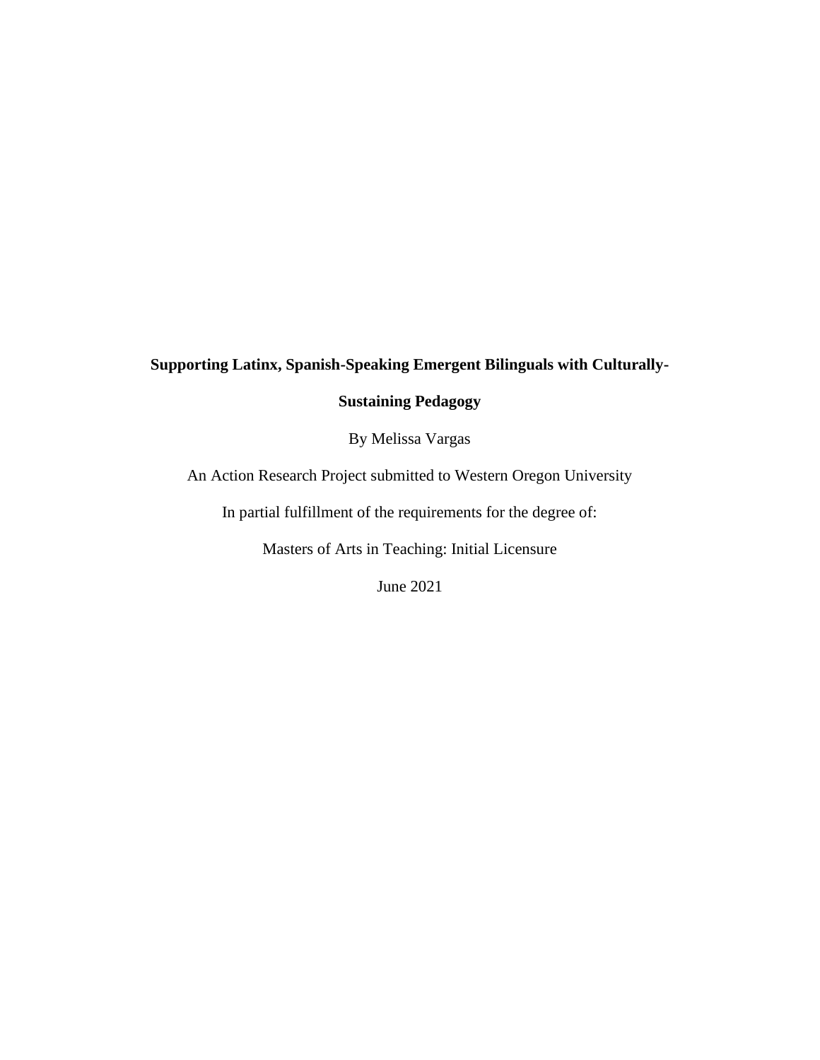**Supporting Latinx, Spanish-Speaking Emergent Bilinguals with Culturally-Sustaining Pedagogy**

By Melissa Vargas

An Action Research Project submitted to Western Oregon University

In partial fulfillment of the requirements for the degree of:

Masters of Arts in Teaching: Initial Licensure

June 2021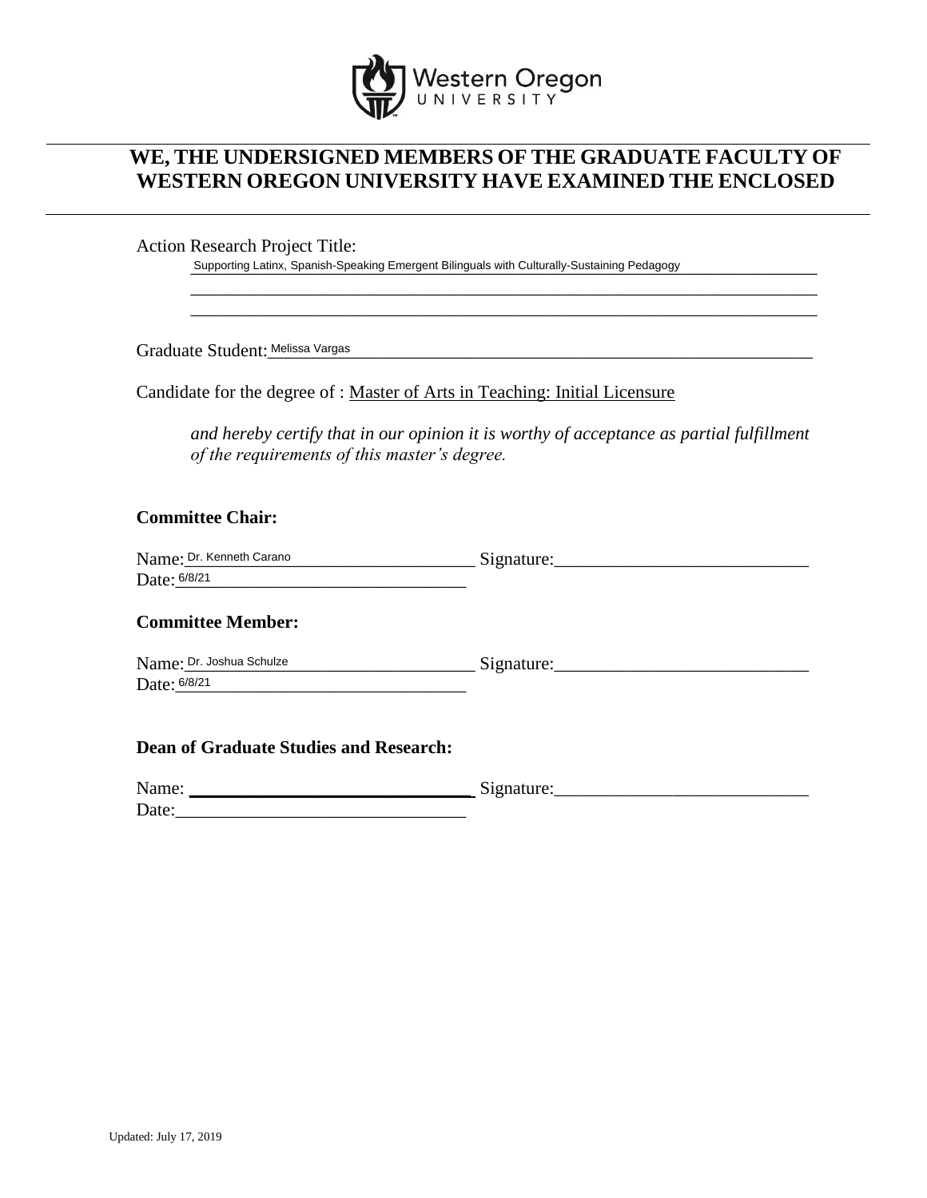Western Oregon UNIVERSITY

## WE, THE UNDERSIGNED MEMBERS OF THE GRADUATE FACULTY OF WESTERN OREGON UNIVERSITY HAVE EXAMINED THE ENCLOSED

Action Research Project Title:

Supporting Latinx, Spanish-Speaking Emergent Bilinguals with Culturally-Sustaining Pedagogy

Graduate Student: Melissa Vargas

Candidate for the degree of : Master of Arts in Teaching: Initial Licensure

*and hereby certify that in our opinion it is worthy of acceptance as partial fulfillment of the requirements of this master's degree.*

**Committee Chair:**

Name: Dr. Kenneth Carano Signature:\_\_\_\_\_\_\_\_\_\_\_\_\_\_\_\_\_\_\_\_\_\_\_\_\_\_\_\_

Date: 6/8/21

**Committee Member:**

Name: Dr. Joshua Schulze Signature:\_\_\_\_\_\_\_\_\_\_\_\_\_\_\_\_\_\_\_\_\_\_\_\_\_\_\_\_

Date: 6/8/21

**Dean of Graduate Studies and Research:**

Name: \_\_\_\_\_\_\_\_\_\_\_\_\_\_\_\_\_\_\_\_\_\_\_\_\_\_\_\_\_\_\_\_ Signature:\_\_\_\_\_\_\_\_\_\_\_\_\_\_\_\_\_\_\_\_\_\_\_\_\_\_\_\_

Date:\_\_\_\_\_\_\_\_\_\_\_\_\_\_\_\_\_\_\_\_\_\_\_\_\_\_\_\_\_\_\_\_

Updated: July 17, 2019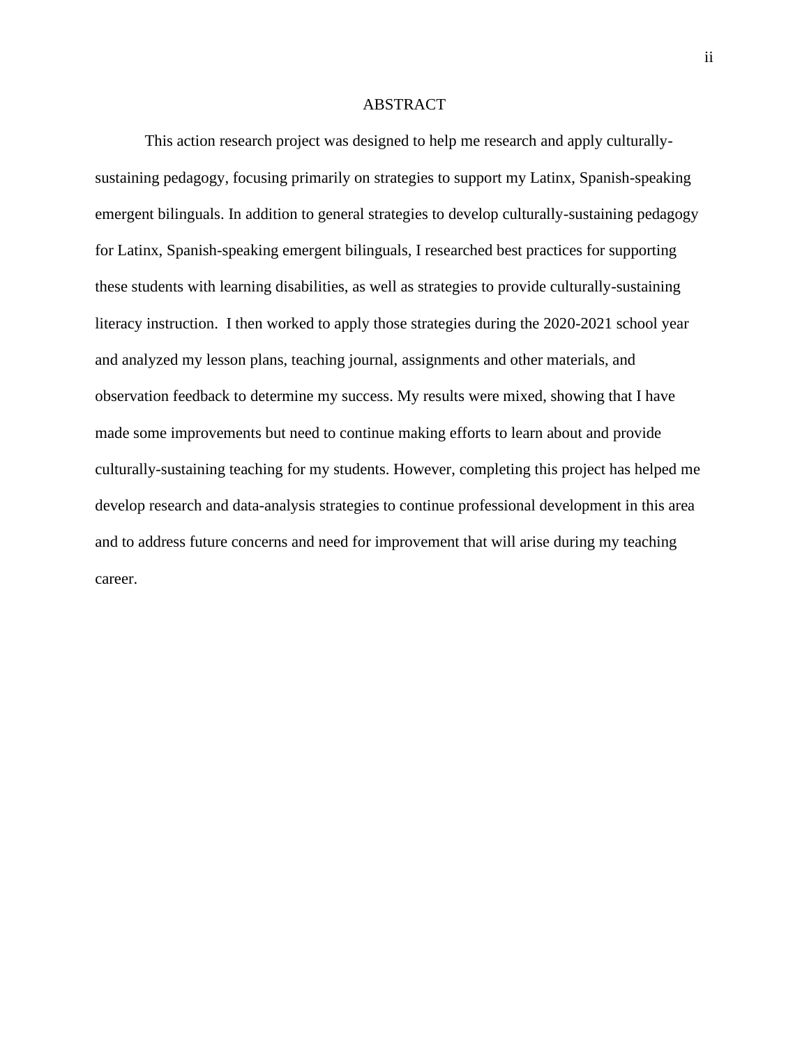# ABSTRACT

This action research project was designed to help me research and apply culturally-sustaining pedagogy, focusing primarily on strategies to support my Latinx, Spanish-speaking emergent bilinguals. In addition to general strategies to develop culturally-sustaining pedagogy for Latinx, Spanish-speaking emergent bilinguals, I researched best practices for supporting these students with learning disabilities, as well as strategies to provide culturally-sustaining literacy instruction. I then worked to apply those strategies during the 2020-2021 school year and analyzed my lesson plans, teaching journal, assignments and other materials, and observation feedback to determine my success. My results were mixed, showing that I have made some improvements but need to continue making efforts to learn about and provide culturally-sustaining teaching for my students. However, completing this project has helped me develop research and data-analysis strategies to continue professional development in this area and to address future concerns and need for improvement that will arise during my teaching career.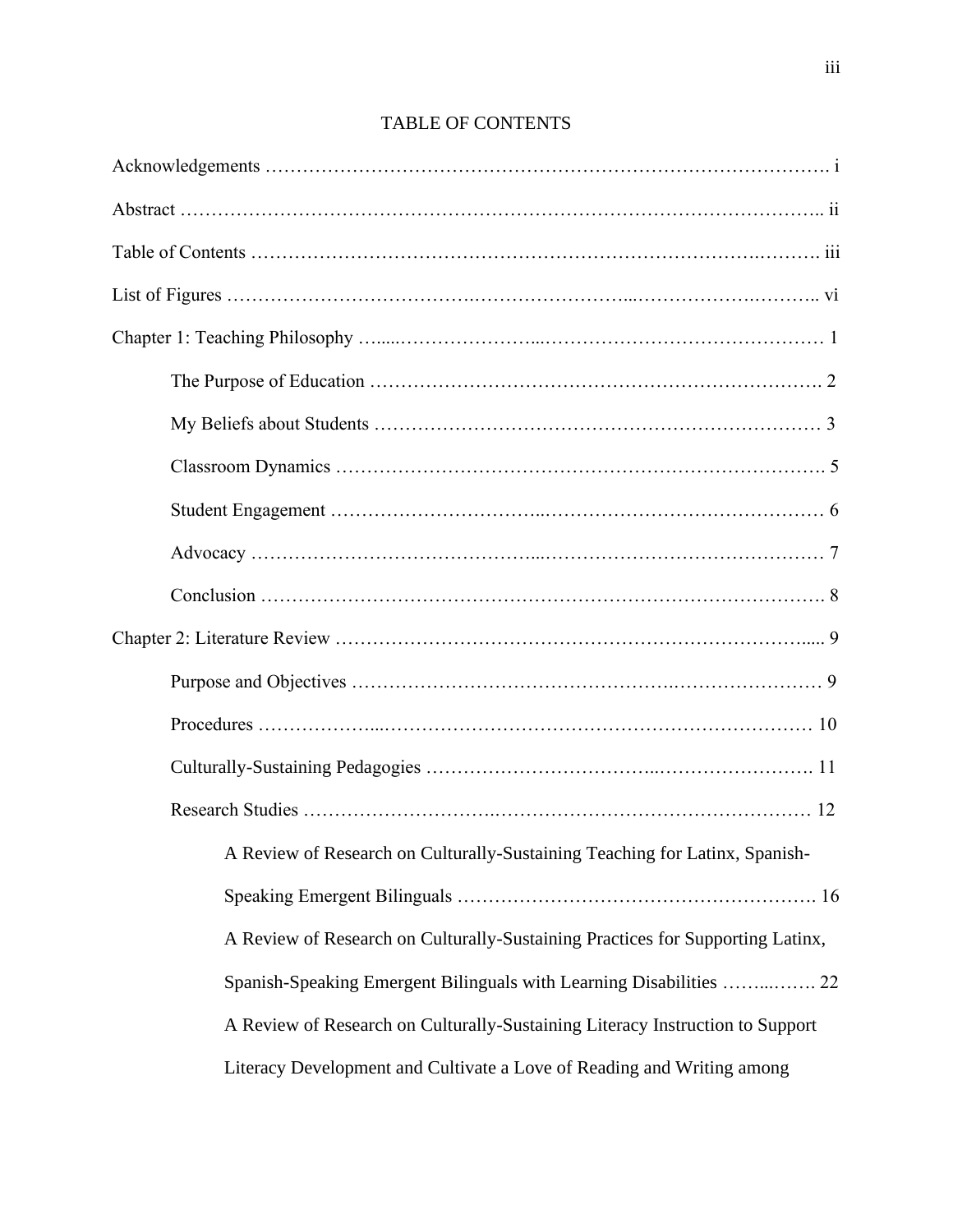# TABLE OF CONTENTS

Acknowledgements ………………………………………………………………………………. i

Abstract ……………………………………………………………………………………….. ii

Table of Contents ………………………………………………………………………………. iii

List of Figures ……………………………………………………………………………….. vi

Chapter 1: Teaching Philosophy …..........……………………………………………………… 1

- The Purpose of Education ………………………………………………………………. 2
- My Beliefs about Students …………………………………………………………… 3
- Classroom Dynamics ………………………………………………………………………. 5
- Student Engagement ………………………………………………………………………… 6
- Advocacy ……………………………………………………………………………………… 7
- Conclusion ……………………………………………………………………………………. 8

Chapter 2: Literature Review …………………………………………………………………..... 9

- Purpose and Objectives ……………………………………………………………………… 9
- Procedures ………………………………………………………………………………… 10
- Culturally-Sustaining Pedagogies ……………………………………………………………. 11
- Research Studies …………………………………………………………………………… 12
  - A Review of Research on Culturally-Sustaining Teaching for Latinx, Spanish-Speaking Emergent Bilinguals ………………………………………………. 16
  - A Review of Research on Culturally-Sustaining Practices for Supporting Latinx, Spanish-Speaking Emergent Bilinguals with Learning Disabilities …….……. 22
  - A Review of Research on Culturally-Sustaining Literacy Instruction to Support Literacy Development and Cultivate a Love of Reading and Writing among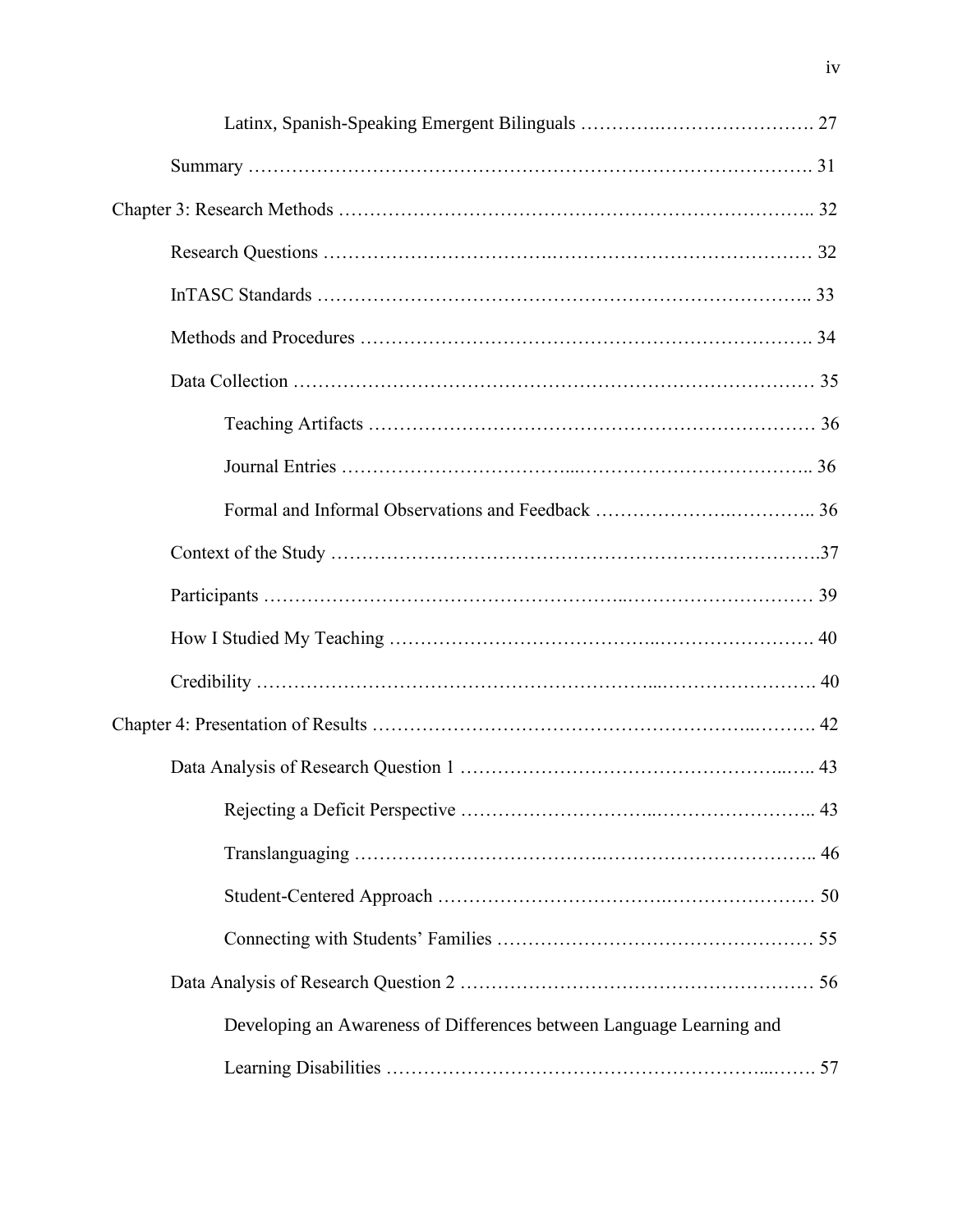Latinx, Spanish-Speaking Emergent Bilinguals ………….……………………. 27

Summary …………………………………………………………………………. 31

Chapter 3: Research Methods ……………………………………………………………….. 32

Research Questions ……………………………………………………………………… 32

InTASC Standards ……………………………………………………………………... 33

Methods and Procedures ………………………………………………………………. 34

Data Collection ………………………………………………………………………… 35

Teaching Artifacts ……………………………………………………………… 36

Journal Entries ……………………………...……………………………….. 36

Formal and Informal Observations and Feedback ……………….………….. 36

Context of the Study …………………………………………………………………….37

Participants ……………………………………………...………………………… 39

How I Studied My Teaching ……………………………….……………………. 40

Credibility ……………………………………………………...……………………. 40

Chapter 4: Presentation of Results ………………………………………………..………. 42

Data Analysis of Research Question 1 ……………………………………………..….. 43

Rejecting a Deficit Perspective …………………………...…………………….. 43

Translanguaging ……………………………….…………………………….. 46

Student-Centered Approach …………………………….…………………… 50

Connecting with Students' Families …………………….………….………… 55

Data Analysis of Research Question 2 ………………………………………………… 56

Developing an Awareness of Differences between Language Learning and Learning Disabilities …………………………………………………...……. 57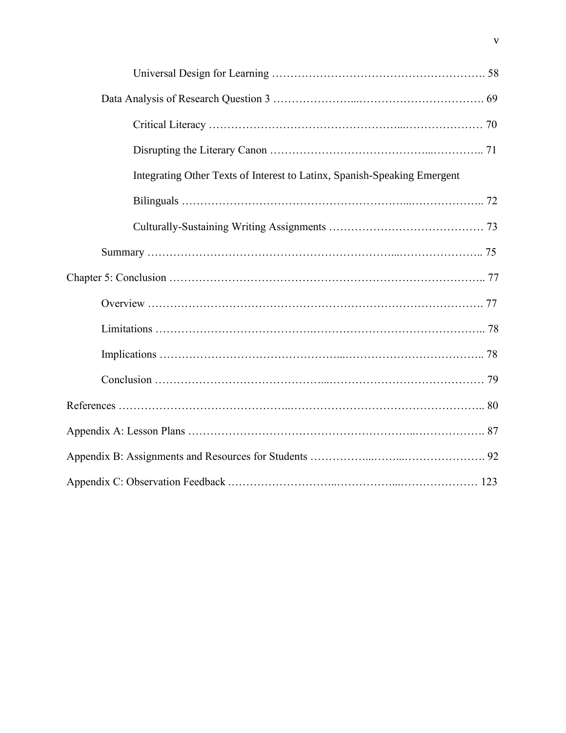Universal Design for Learning ………………………………………………. 58

Data Analysis of Research Question 3 …………………...……………………………. 69

Critical Literacy …………………………………………...………………… 70

Disrupting the Literary Canon …………………………………...………….. 71

Integrating Other Texts of Interest to Latinx, Spanish-Speaking Emergent Bilinguals ………………………………………………...……………….. 72

Culturally-Sustaining Writing Assignments …………………………………… 73

Summary ……………………………………………………...………………….. 75

Chapter 5: Conclusion ……………………………………………………………………….. 77

Overview ……………………………………………………………………………. 77

Limitations ………………………………….……………………………………….. 78

Implications ……………………………………...………………………………….. 78

Conclusion ……………………………………...…………………………………… 79

References ……………………………………..…………………………………………….. 80

Appendix A: Lesson Plans …………………………………………………..………………. 87

Appendix B: Assignments and Resources for Students ……………...……...…………………. 92

Appendix C: Observation Feedback .……………………..……………...………………… 123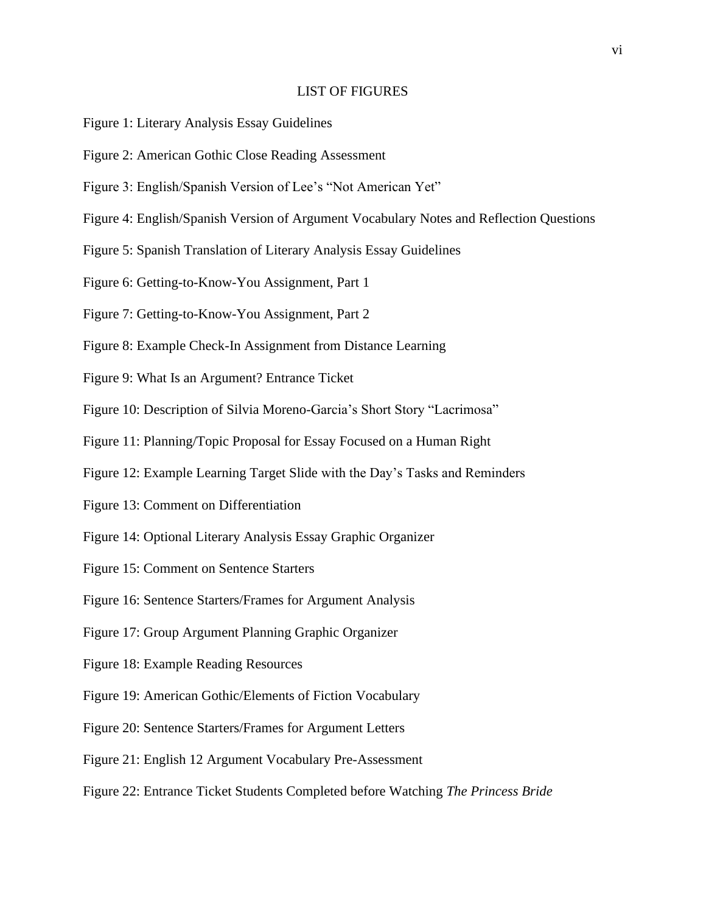# LIST OF FIGURES

Figure 1: Literary Analysis Essay Guidelines

Figure 2: American Gothic Close Reading Assessment

Figure 3: English/Spanish Version of Lee's "Not American Yet"

Figure 4: English/Spanish Version of Argument Vocabulary Notes and Reflection Questions

Figure 5: Spanish Translation of Literary Analysis Essay Guidelines

Figure 6: Getting-to-Know-You Assignment, Part 1

Figure 7: Getting-to-Know-You Assignment, Part 2

Figure 8: Example Check-In Assignment from Distance Learning

Figure 9: What Is an Argument? Entrance Ticket

Figure 10: Description of Silvia Moreno-Garcia's Short Story "Lacrimosa"

Figure 11: Planning/Topic Proposal for Essay Focused on a Human Right

Figure 12: Example Learning Target Slide with the Day's Tasks and Reminders

Figure 13: Comment on Differentiation

Figure 14: Optional Literary Analysis Essay Graphic Organizer

Figure 15: Comment on Sentence Starters

Figure 16: Sentence Starters/Frames for Argument Analysis

Figure 17: Group Argument Planning Graphic Organizer

Figure 18: Example Reading Resources

Figure 19: American Gothic/Elements of Fiction Vocabulary

Figure 20: Sentence Starters/Frames for Argument Letters

Figure 21: English 12 Argument Vocabulary Pre-Assessment

Figure 22: Entrance Ticket Students Completed before Watching *The Princess Bride*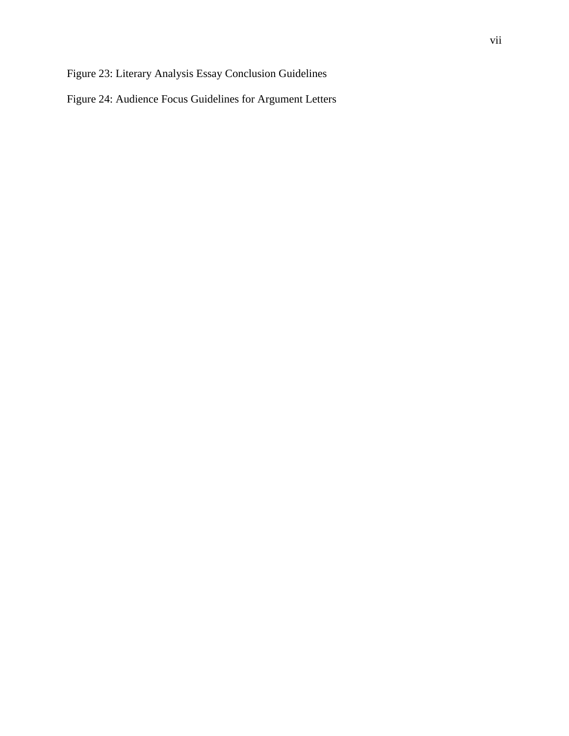Figure 23: Literary Analysis Essay Conclusion Guidelines

Figure 24: Audience Focus Guidelines for Argument Letters